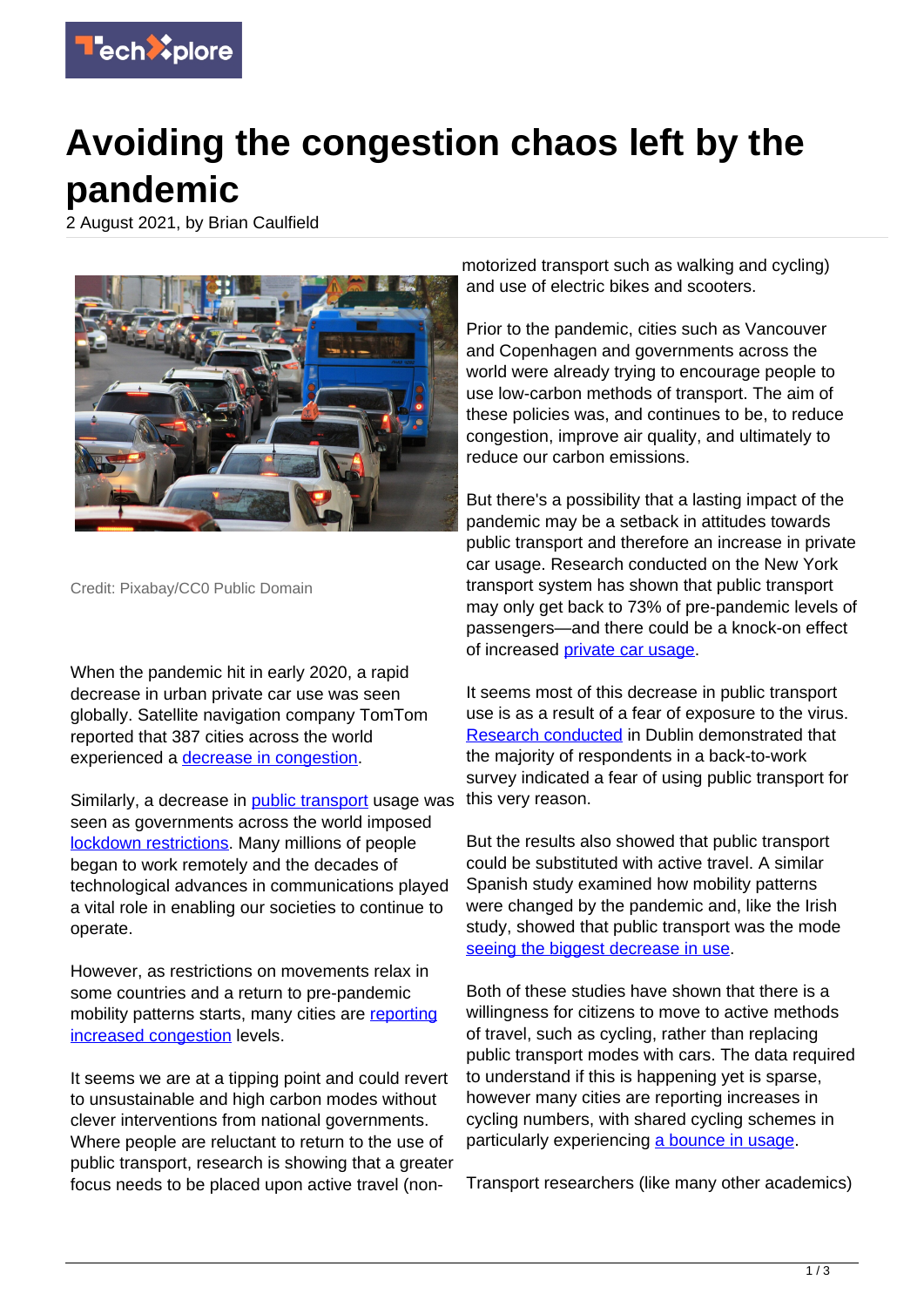# Avoiding the congestion chaos left by the pandemic

2 August 2021, by Brian Caulfield

Credit: Pixabay/CC0 Public Domain

When the pandemic hit in early 2020, a rapid decrease in urban private car use was seen globally. Satellite navigation company TomTom reported that 387 cities across the world experienced a decrease in congestion.

Similarly, a decrease in public transport usage was seen as governments across the world imposed lockdown restrictions. Many millions of people began to work remotely and the decades of technological advances in communications played a vital role in enabling our societies to continue to operate.

However, as restrictions on movements relax in some countries and a return to pre-pandemic mobility patterns starts, many cities are reporting increased congestion levels.

It seems we are at a tipping point and could revert to unsustainable and high carbon modes without clever interventions from national governments. Where people are reluctant to return to the use of public transport, research is showing that a greater focus needs to be placed upon active travel (non-motorized transport such as walking and cycling) and use of electric bikes and scooters.

Prior to the pandemic, cities such as Vancouver and Copenhagen and governments across the world were already trying to encourage people to use low-carbon methods of transport. The aim of these policies was, and continues to be, to reduce congestion, improve air quality, and ultimately to reduce our carbon emissions.

But there's a possibility that a lasting impact of the pandemic may be a setback in attitudes towards public transport and therefore an increase in private car usage. Research conducted on the New York transport system has shown that public transport may only get back to 73% of pre-pandemic levels of passengers—and there could be a knock-on effect of increased private car usage.

It seems most of this decrease in public transport use is as a result of a fear of exposure to the virus. Research conducted in Dublin demonstrated that the majority of respondents in a back-to-work survey indicated a fear of using public transport for this very reason.

But the results also showed that public transport could be substituted with active travel. A similar Spanish study examined how mobility patterns were changed by the pandemic and, like the Irish study, showed that public transport was the mode seeing the biggest decrease in use.

Both of these studies have shown that there is a willingness for citizens to move to active methods of travel, such as cycling, rather than replacing public transport modes with cars. The data required to understand if this is happening yet is sparse, however many cities are reporting increases in cycling numbers, with shared cycling schemes in particularly experiencing a bounce in usage.

Transport researchers (like many other academics)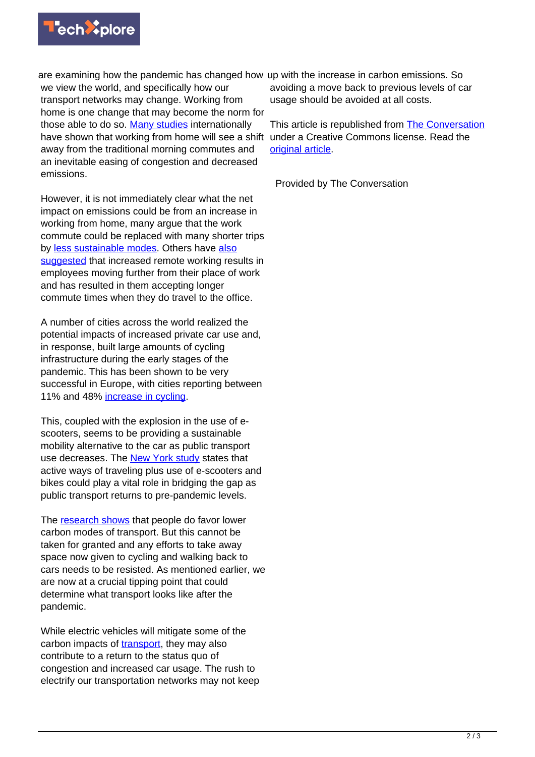are examining how the pandemic has changed how we view the world, and specifically how our transport networks may change. Working from home is one change that may become the norm for those able to do so. Many studies internationally have shown that working from home will see a shift away from the traditional morning commutes and an inevitable easing of congestion and decreased emissions.

However, it is not immediately clear what the net impact on emissions could be from an increase in working from home, many argue that the work commute could be replaced with many shorter trips by less sustainable modes. Others have also suggested that increased remote working results in employees moving further from their place of work and has resulted in them accepting longer commute times when they do travel to the office.

A number of cities across the world realized the potential impacts of increased private car use and, in response, built large amounts of cycling infrastructure during the early stages of the pandemic. This has been shown to be very successful in Europe, with cities reporting between 11% and 48% increase in cycling.

This, coupled with the explosion in the use of e-scooters, seems to be providing a sustainable mobility alternative to the car as public transport use decreases. The New York study states that active ways of traveling plus use of e-scooters and bikes could play a vital role in bridging the gap as public transport returns to pre-pandemic levels.

The research shows that people do favor lower carbon modes of transport. But this cannot be taken for granted and any efforts to take away space now given to cycling and walking back to cars needs to be resisted. As mentioned earlier, we are now at a crucial tipping point that could determine what transport looks like after the pandemic.

While electric vehicles will mitigate some of the carbon impacts of transport, they may also contribute to a return to the status quo of congestion and increased car usage. The rush to electrify our transportation networks may not keep up with the increase in carbon emissions. So avoiding a move back to previous levels of car usage should be avoided at all costs.

This article is republished from The Conversation under a Creative Commons license. Read the original article.

Provided by The Conversation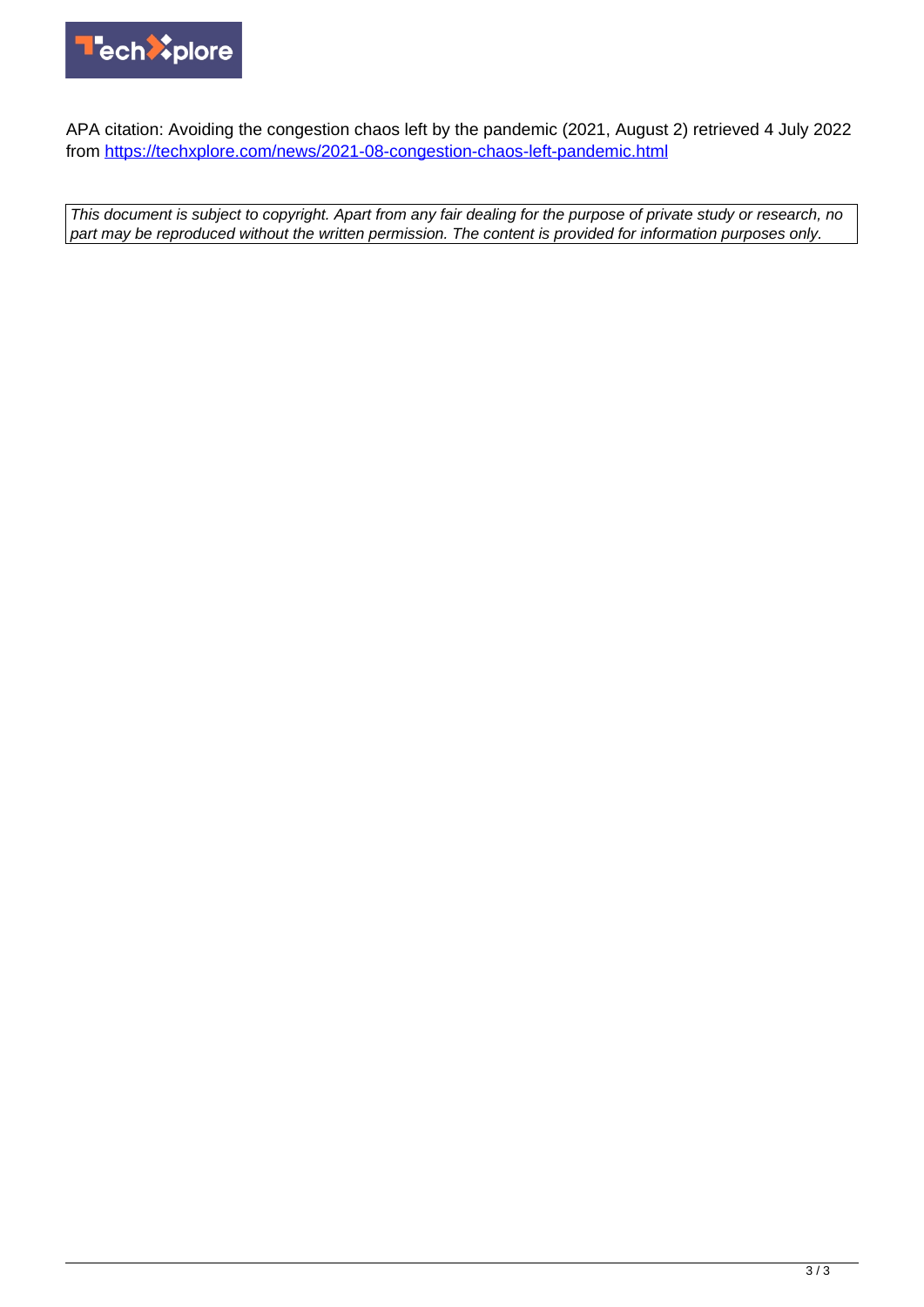APA citation: Avoiding the congestion chaos left by the pandemic (2021, August 2) retrieved 4 July 2022 from https://techxplore.com/news/2021-08-congestion-chaos-left-pandemic.html

*This document is subject to copyright. Apart from any fair dealing for the purpose of private study or research, no part may be reproduced without the written permission. The content is provided for information purposes only.*